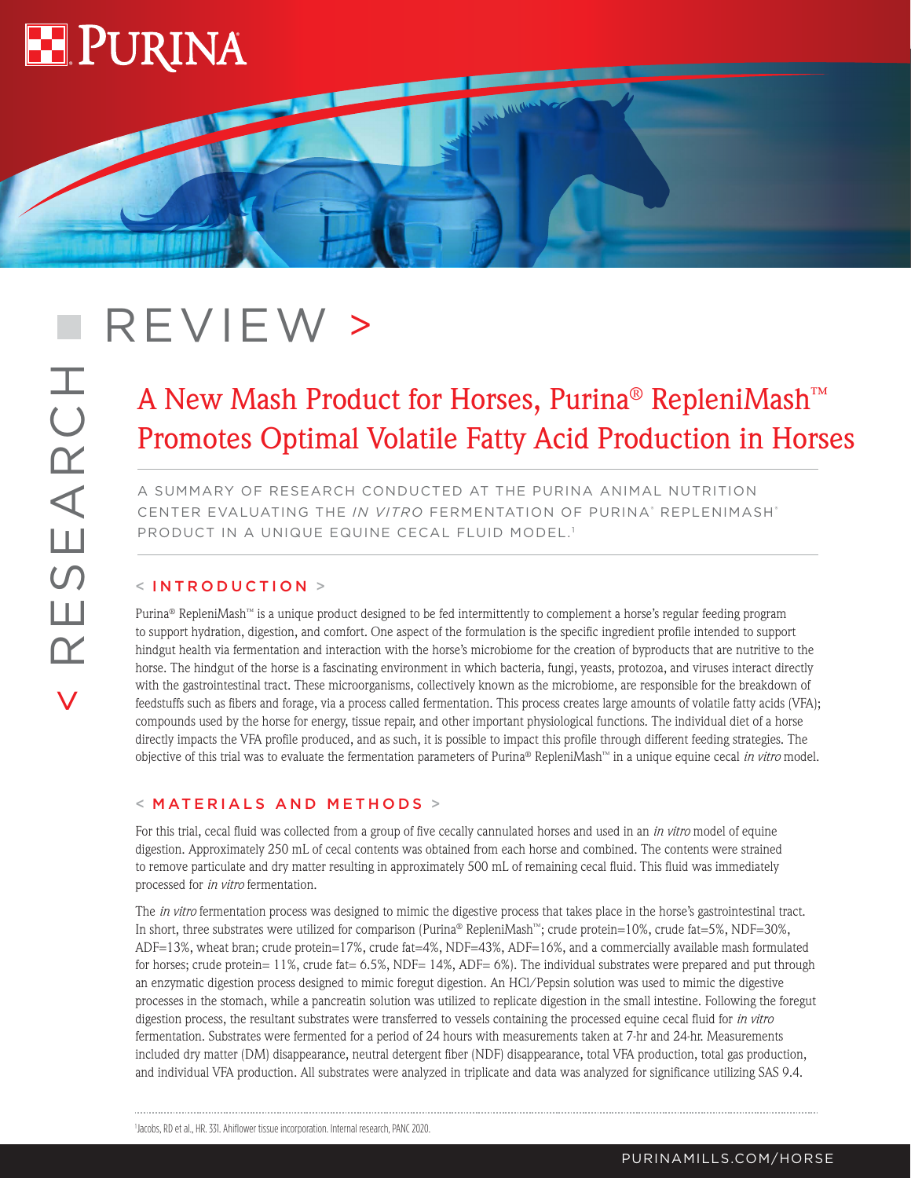# RESEARCH REVIEW

## A New Mash Product for Horses, Purina® RepleniMash™ Promotes Optimal Volatile Fatty Acid Production in Horses

A SUMMARY OF RESEARCH CONDUCTED AT THE PURINA ANIMAL NUTRITION CENTER EVALUATING THE *IN VITRO* FERMENTATION OF PURINA® REPLENIMASH® PRODUCT IN A UNIQUE EQUINE CECAL FLUID MODEL.[1]

### INTRODUCTION

Purina® RepleniMash™ is a unique product designed to be fed intermittently to complement a horse's regular feeding program to support hydration, digestion, and comfort. One aspect of the formulation is the specific ingredient profile intended to support hindgut health via fermentation and interaction with the horse's microbiome for the creation of byproducts that are nutritive to the horse. The hindgut of the horse is a fascinating environment in which bacteria, fungi, yeasts, protozoa, and viruses interact directly with the gastrointestinal tract. These microorganisms, collectively known as the microbiome, are responsible for the breakdown of feedstuffs such as fibers and forage, via a process called fermentation. This process creates large amounts of volatile fatty acids (VFA); compounds used by the horse for energy, tissue repair, and other important physiological functions. The individual diet of a horse directly impacts the VFA profile produced, and as such, it is possible to impact this profile through different feeding strategies. The objective of this trial was to evaluate the fermentation parameters of Purina® RepleniMash™ in a unique equine cecal *in vitro* model.

### MATERIALS AND METHODS

For this trial, cecal fluid was collected from a group of five cecally cannulated horses and used in an *in vitro* model of equine digestion. Approximately 250 mL of cecal contents was obtained from each horse and combined. The contents were strained to remove particulate and dry matter resulting in approximately 500 mL of remaining cecal fluid. This fluid was immediately processed for *in vitro* fermentation.

The *in vitro* fermentation process was designed to mimic the digestive process that takes place in the horse's gastrointestinal tract. In short, three substrates were utilized for comparison (Purina® RepleniMash™; crude protein=10%, crude fat=5%, NDF=30%, ADF=13%, wheat bran; crude protein=17%, crude fat=4%, NDF=43%, ADF=16%, and a commercially available mash formulated for horses; crude protein= 11%, crude fat= 6.5%, NDF= 14%, ADF= 6%). The individual substrates were prepared and put through an enzymatic digestion process designed to mimic foregut digestion. An HCl/Pepsin solution was used to mimic the digestive processes in the stomach, while a pancreatin solution was utilized to replicate digestion in the small intestine. Following the foregut digestion process, the resultant substrates were transferred to vessels containing the processed equine cecal fluid for *in vitro* fermentation. Substrates were fermented for a period of 24 hours with measurements taken at 7-hr and 24-hr. Measurements included dry matter (DM) disappearance, neutral detergent fiber (NDF) disappearance, total VFA production, total gas production, and individual VFA production. All substrates were analyzed in triplicate and data was analyzed for significance utilizing SAS 9.4.

[1] Jacobs, RD et al., HR. 331. Ahiflower tissue incorporation. Internal research, PANC 2020.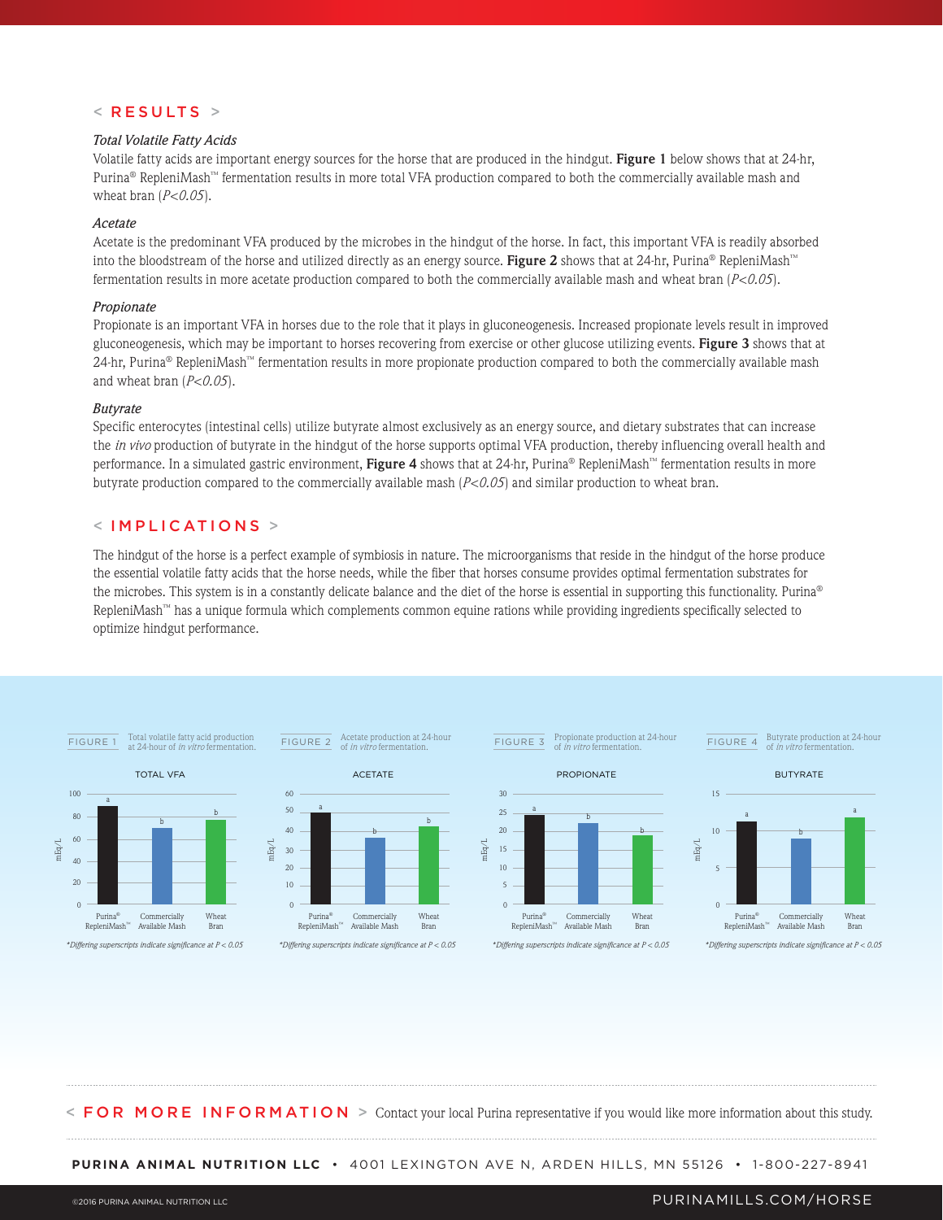## < RESULTS >

### *Total Volatile Fatty Acids*

Volatile fatty acids are important energy sources for the horse that are produced in the hindgut. **Figure 1** below shows that at 24-hr, Purina® RepleniMash™ fermentation results in more total VFA production compared to both the commercially available mash and wheat bran ($P<0.05$).

### *Acetate*

Acetate is the predominant VFA produced by the microbes in the hindgut of the horse. In fact, this important VFA is readily absorbed into the bloodstream of the horse and utilized directly as an energy source. **Figure 2** shows that at 24-hr, Purina® RepleniMash™ fermentation results in more acetate production compared to both the commercially available mash and wheat bran ($P<0.05$).

### *Propionate*

Propionate is an important VFA in horses due to the role that it plays in gluconeogenesis. Increased propionate levels result in improved gluconeogenesis, which may be important to horses recovering from exercise or other glucose utilizing events. **Figure 3** shows that at 24-hr, Purina® RepleniMash™ fermentation results in more propionate production compared to both the commercially available mash and wheat bran ($P<0.05$).

### *Butyrate*

Specific enterocytes (intestinal cells) utilize butyrate almost exclusively as an energy source, and dietary substrates that can increase the *in vivo* production of butyrate in the hindgut of the horse supports optimal VFA production, thereby influencing overall health and performance. In a simulated gastric environment, **Figure 4** shows that at 24-hr, Purina® RepleniMash™ fermentation results in more butyrate production compared to the commercially available mash ($P<0.05$) and similar production to wheat bran.

## < IMPLICATIONS >

The hindgut of the horse is a perfect example of symbiosis in nature. The microorganisms that reside in the hindgut of the horse produce the essential volatile fatty acids that the horse needs, while the fiber that horses consume provides optimal fermentation substrates for the microbes. This system is in a constantly delicate balance and the diet of the horse is essential in supporting this functionality. Purina® RepleniMash™ has a unique formula which complements common equine rations while providing ingredients specifically selected to optimize hindgut performance.

FIGURE 1 Total volatile fatty acid production at 24-hour of *in vitro* fermentation.

TOTAL VFA

mEq/L

0 20 40 60 80 100

a b b

Purina® RepleniMash™ | Commercially Available Mash | Wheat Bran

*Differing superscripts indicate significance at $P < 0.05$

FIGURE 2 Acetate production at 24-hour of *in vitro* fermentation.

ACETATE

mEq/L

0 10 20 30 40 50 60

a b b

Purina® RepleniMash™ | Commercially Available Mash | Wheat Bran

*Differing superscripts indicate significance at $P < 0.05$

FIGURE 3 Propionate production at 24-hour of *in vitro* fermentation.

PROPIONATE

mEq/L

0 5 10 15 20 25 30

a b b

Purina® RepleniMash™ | Commercially Available Mash | Wheat Bran

*Differing superscripts indicate significance at $P < 0.05$

FIGURE 4 Butyrate production at 24-hour of *in vitro* fermentation.

BUTYRATE

mEq/L

0 5 10 15

a b a

Purina® RepleniMash™ | Commercially Available Mash | Wheat Bran

*Differing superscripts indicate significance at $P < 0.05$

**< FOR MORE INFORMATION >** Contact your local Purina representative if you would like more information about this study.

**PURINA ANIMAL NUTRITION LLC** • 4001 LEXINGTON AVE N, ARDEN HILLS, MN 55126 • 1-800-227-8941

©2016 PURINA ANIMAL NUTRITION LLC

PURINAMILLS.COM/HORSE